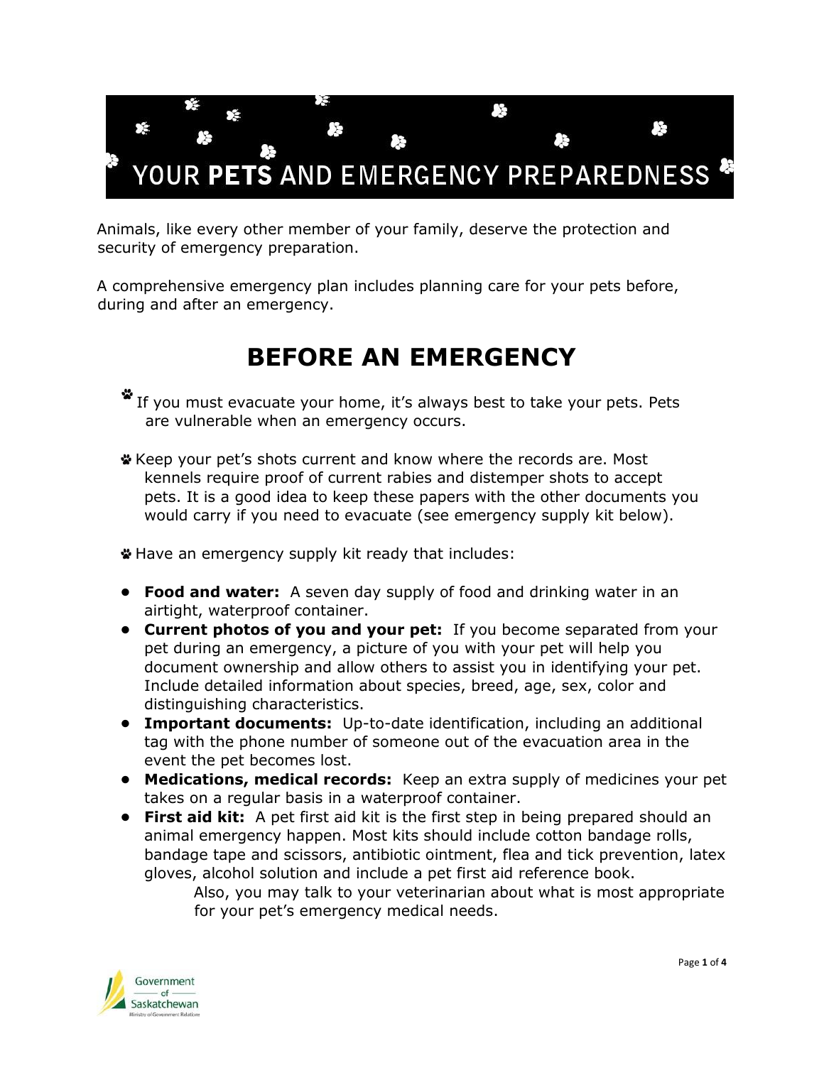# YOUR **PETS** AND EMERGENCY PREPAREDNESS

Animals, like every other member of your family, deserve the protection and security of emergency preparation.

A comprehensive emergency plan includes planning care for your pets before, during and after an emergency.

## BEFORE AN EMERGENCY

- If you must evacuate your home, it's always best to take your pets. Pets are vulnerable when an emergency occurs.

- Keep your pet's shots current and know where the records are. Most kennels require proof of current rabies and distemper shots to accept pets. It is a good idea to keep these papers with the other documents you would carry if you need to evacuate (see emergency supply kit below).

- Have an emergency supply kit ready that includes:

  - **Food and water:** A seven day supply of food and drinking water in an airtight, waterproof container.
  - **Current photos of you and your pet:** If you become separated from your pet during an emergency, a picture of you with your pet will help you document ownership and allow others to assist you in identifying your pet. Include detailed information about species, breed, age, sex, color and distinguishing characteristics.
  - **Important documents:** Up-to-date identification, including an additional tag with the phone number of someone out of the evacuation area in the event the pet becomes lost.
  - **Medications, medical records:** Keep an extra supply of medicines your pet takes on a regular basis in a waterproof container.
  - **First aid kit:** A pet first aid kit is the first step in being prepared should an animal emergency happen. Most kits should include cotton bandage rolls, bandage tape and scissors, antibiotic ointment, flea and tick prevention, latex gloves, alcohol solution and include a pet first aid reference book.

    Also, you may talk to your veterinarian about what is most appropriate for your pet's emergency medical needs.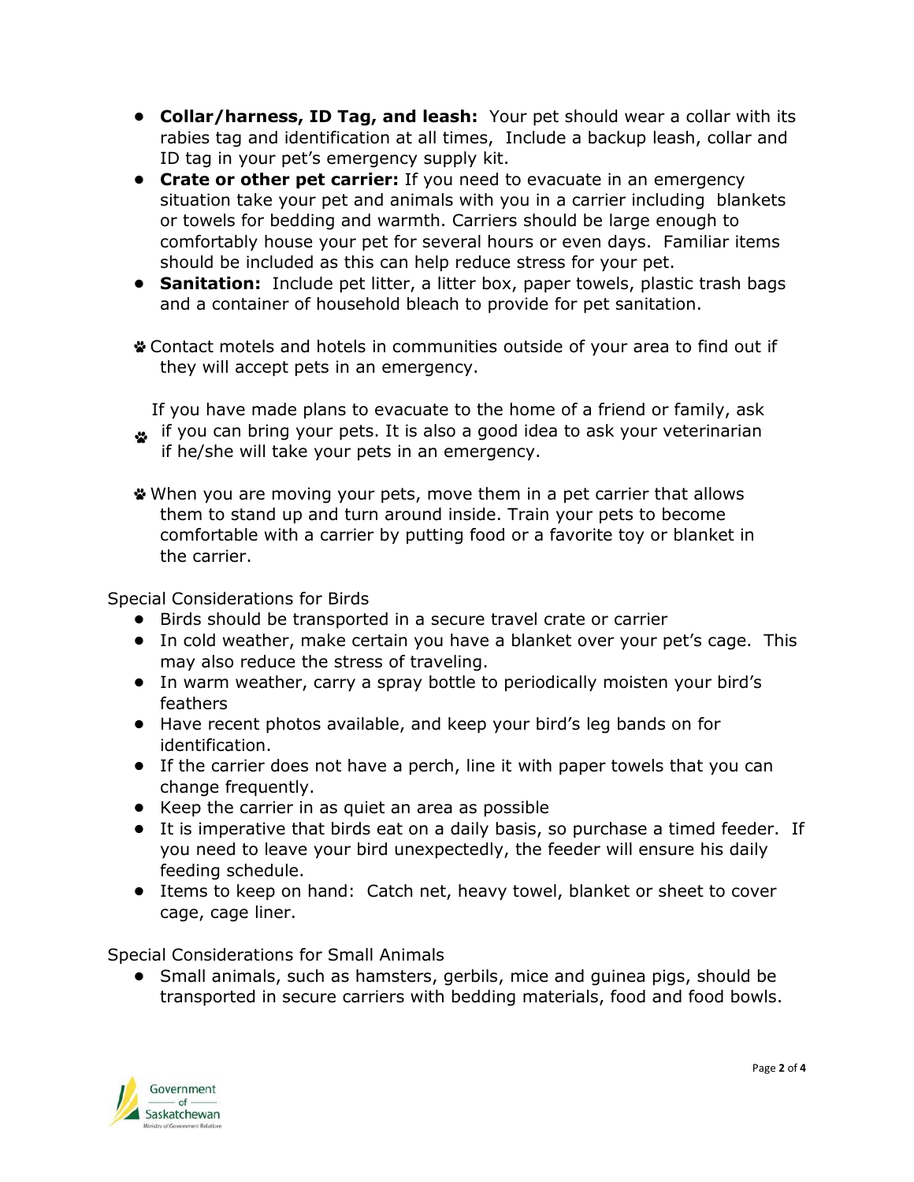- **Collar/harness, ID Tag, and leash:** Your pet should wear a collar with its rabies tag and identification at all times, Include a backup leash, collar and ID tag in your pet's emergency supply kit.
- **Crate or other pet carrier:** If you need to evacuate in an emergency situation take your pet and animals with you in a carrier including blankets or towels for bedding and warmth. Carriers should be large enough to comfortably house your pet for several hours or even days. Familiar items should be included as this can help reduce stress for your pet.
- **Sanitation:** Include pet litter, a litter box, paper towels, plastic trash bags and a container of household bleach to provide for pet sanitation.

- Contact motels and hotels in communities outside of your area to find out if they will accept pets in an emergency.

- If you have made plans to evacuate to the home of a friend or family, ask if you can bring your pets. It is also a good idea to ask your veterinarian if he/she will take your pets in an emergency.

- When you are moving your pets, move them in a pet carrier that allows them to stand up and turn around inside. Train your pets to become comfortable with a carrier by putting food or a favorite toy or blanket in the carrier.

Special Considerations for Birds

- Birds should be transported in a secure travel crate or carrier
- In cold weather, make certain you have a blanket over your pet's cage. This may also reduce the stress of traveling.
- In warm weather, carry a spray bottle to periodically moisten your bird's feathers
- Have recent photos available, and keep your bird's leg bands on for identification.
- If the carrier does not have a perch, line it with paper towels that you can change frequently.
- Keep the carrier in as quiet an area as possible
- It is imperative that birds eat on a daily basis, so purchase a timed feeder. If you need to leave your bird unexpectedly, the feeder will ensure his daily feeding schedule.
- Items to keep on hand: Catch net, heavy towel, blanket or sheet to cover cage, cage liner.

Special Considerations for Small Animals

- Small animals, such as hamsters, gerbils, mice and guinea pigs, should be transported in secure carriers with bedding materials, food and food bowls.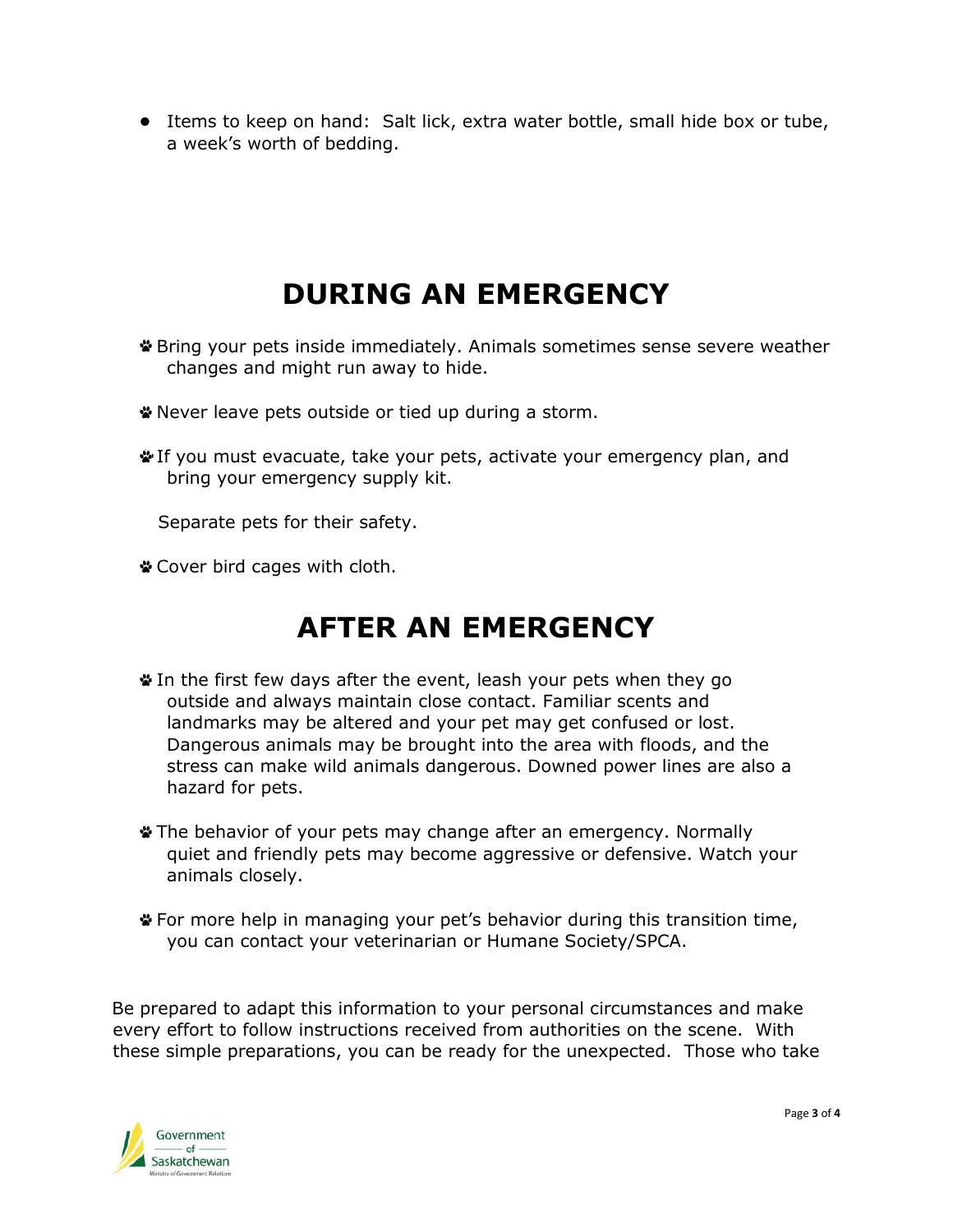- Items to keep on hand: Salt lick, extra water bottle, small hide box or tube, a week's worth of bedding.

# DURING AN EMERGENCY

- Bring your pets inside immediately. Animals sometimes sense severe weather changes and might run away to hide.

- Never leave pets outside or tied up during a storm.

- If you must evacuate, take your pets, activate your emergency plan, and bring your emergency supply kit.

  Separate pets for their safety.

- Cover bird cages with cloth.

# AFTER AN EMERGENCY

- In the first few days after the event, leash your pets when they go outside and always maintain close contact. Familiar scents and landmarks may be altered and your pet may get confused or lost. Dangerous animals may be brought into the area with floods, and the stress can make wild animals dangerous. Downed power lines are also a hazard for pets.

- The behavior of your pets may change after an emergency. Normally quiet and friendly pets may become aggressive or defensive. Watch your animals closely.

- For more help in managing your pet's behavior during this transition time, you can contact your veterinarian or Humane Society/SPCA.

Be prepared to adapt this information to your personal circumstances and make every effort to follow instructions received from authorities on the scene. With these simple preparations, you can be ready for the unexpected. Those who take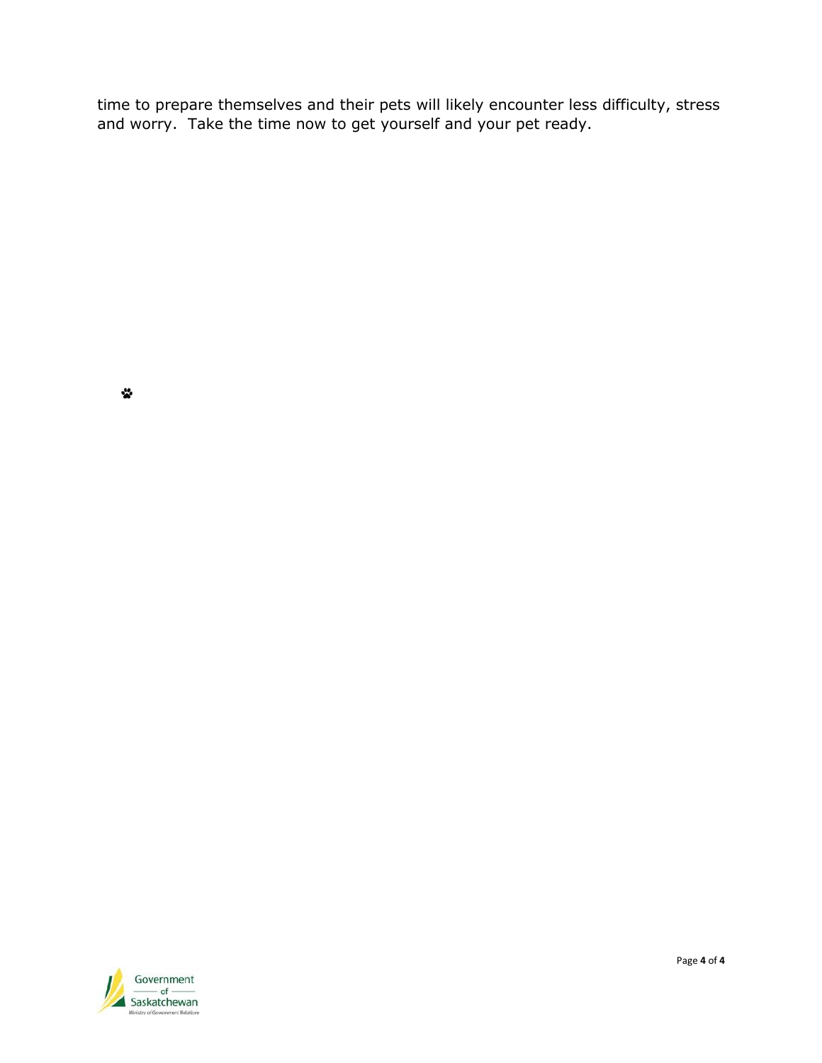time to prepare themselves and their pets will likely encounter less difficulty, stress and worry. Take the time now to get yourself and your pet ready.